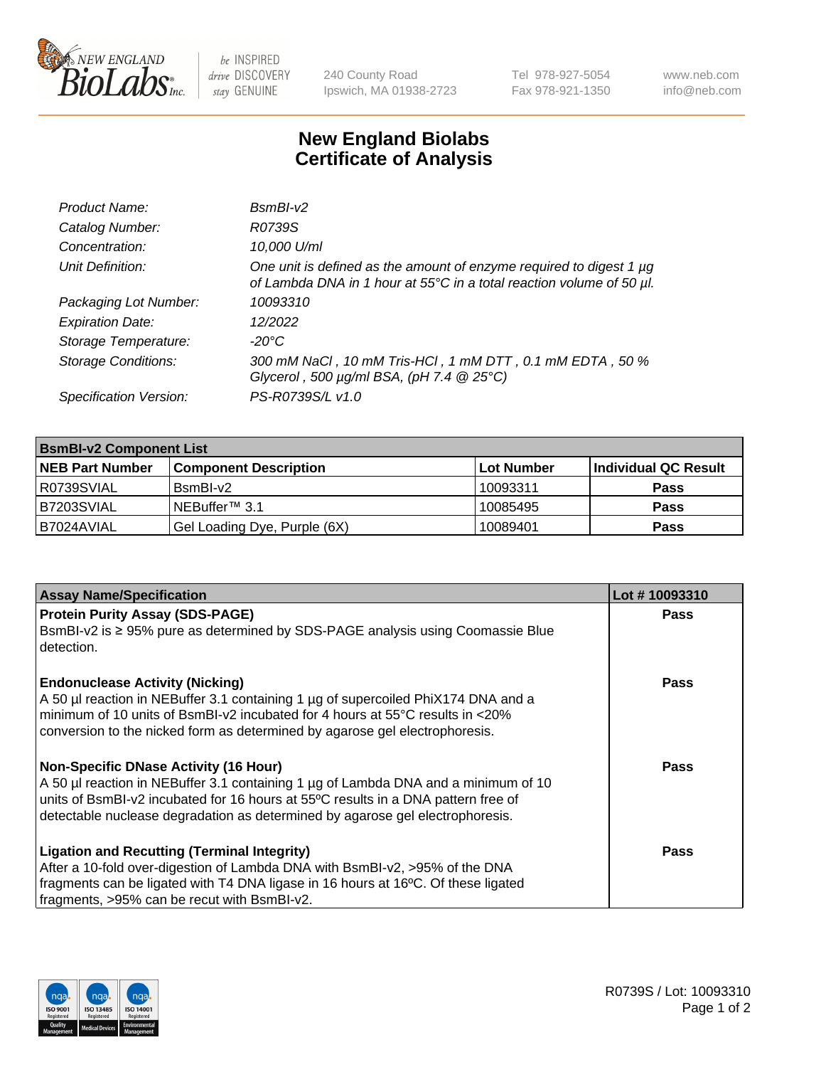# New England Biolabs Certificate of Analysis

| | |
|---|---|
| *Product Name:* | *BsmBI-v2* |
| *Catalog Number:* | *R0739S* |
| *Concentration:* | *10,000 U/ml* |
| *Unit Definition:* | *One unit is defined as the amount of enzyme required to digest 1 µg of Lambda DNA in 1 hour at 55°C in a total reaction volume of 50 µl.* |
| *Packaging Lot Number:* | *10093310* |
| *Expiration Date:* | *12/2022* |
| *Storage Temperature:* | *-20°C* |
| *Storage Conditions:* | *300 mM NaCl , 10 mM Tris-HCl , 1 mM DTT , 0.1 mM EDTA , 50 % Glycerol , 500 µg/ml BSA, (pH 7.4 @ 25°C)* |
| *Specification Version:* | *PS-R0739S/L v1.0* |

| **BsmBI-v2 Component List** | | | |
|---|---|---|---|
| **NEB Part Number** | **Component Description** | **Lot Number** | **Individual QC Result** |
| R0739SVIAL | BsmBI-v2 | 10093311 | **Pass** |
| B7203SVIAL | NEBuffer™ 3.1 | 10085495 | **Pass** |
| B7024AVIAL | Gel Loading Dye, Purple (6X) | 10089401 | **Pass** |

| **Assay Name/Specification** | **Lot # 10093310** |
|---|---|
| **Protein Purity Assay (SDS-PAGE)**<br>BsmBI-v2 is ≥ 95% pure as determined by SDS-PAGE analysis using Coomassie Blue detection. | **Pass** |
| **Endonuclease Activity (Nicking)**<br>A 50 µl reaction in NEBuffer 3.1 containing 1 µg of supercoiled PhiX174 DNA and a minimum of 10 units of BsmBI-v2 incubated for 4 hours at 55°C results in <20% conversion to the nicked form as determined by agarose gel electrophoresis. | **Pass** |
| **Non-Specific DNase Activity (16 Hour)**<br>A 50 µl reaction in NEBuffer 3.1 containing 1 µg of Lambda DNA and a minimum of 10 units of BsmBI-v2 incubated for 16 hours at 55ºC results in a DNA pattern free of detectable nuclease degradation as determined by agarose gel electrophoresis. | **Pass** |
| **Ligation and Recutting (Terminal Integrity)**<br>After a 10-fold over-digestion of Lambda DNA with BsmBI-v2, >95% of the DNA fragments can be ligated with T4 DNA ligase in 16 hours at 16ºC. Of these ligated fragments, >95% can be recut with BsmBI-v2. | **Pass** |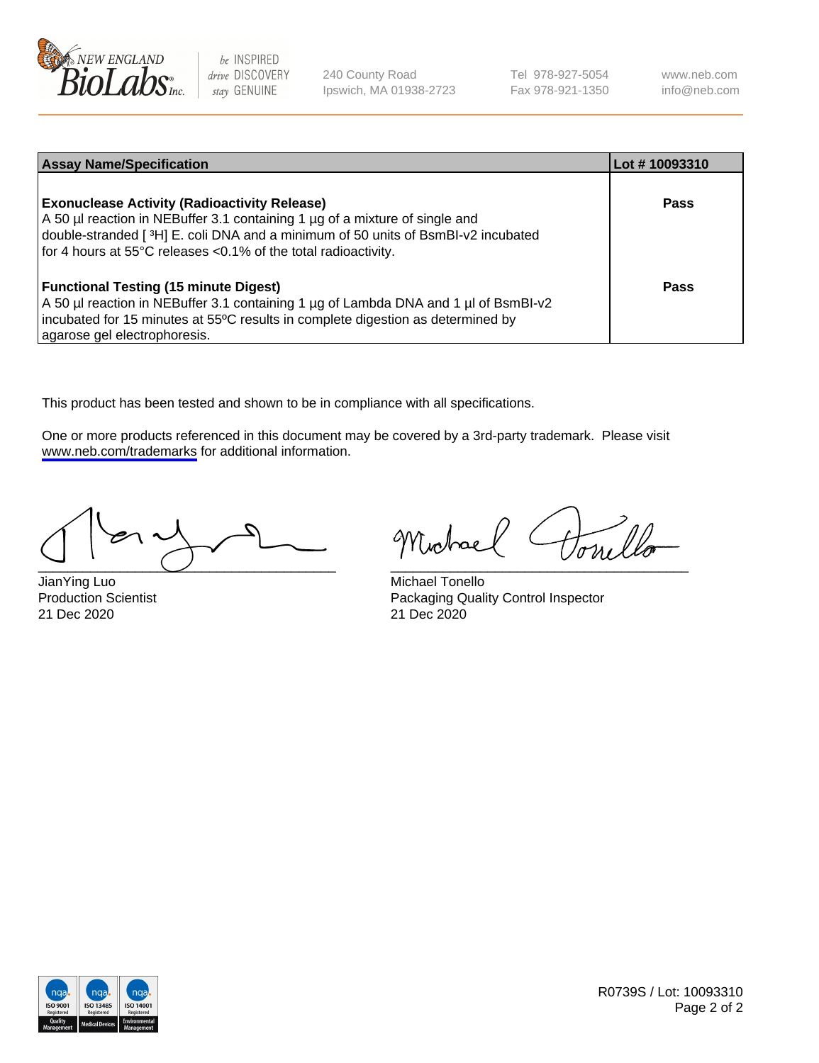| Assay Name/Specification | Lot # 10093310 |
| --- | --- |
| **Exonuclease Activity (Radioactivity Release)**<br>A 50 µl reaction in NEBuffer 3.1 containing 1 µg of a mixture of single and double-stranded [ $^3$H] E. coli DNA and a minimum of 50 units of BsmBI-v2 incubated for 4 hours at 55°C releases <0.1% of the total radioactivity. | **Pass** |
| **Functional Testing (15 minute Digest)**<br>A 50 µl reaction in NEBuffer 3.1 containing 1 µg of Lambda DNA and 1 µl of BsmBI-v2 incubated for 15 minutes at 55ºC results in complete digestion as determined by agarose gel electrophoresis. | **Pass** |

This product has been tested and shown to be in compliance with all specifications.

One or more products referenced in this document may be covered by a 3rd-party trademark. Please visit www.neb.com/trademarks for additional information.

JianYing Luo
Production Scientist
21 Dec 2020

Michael Tonello
Packaging Quality Control Inspector
21 Dec 2020

R0739S / Lot: 10093310